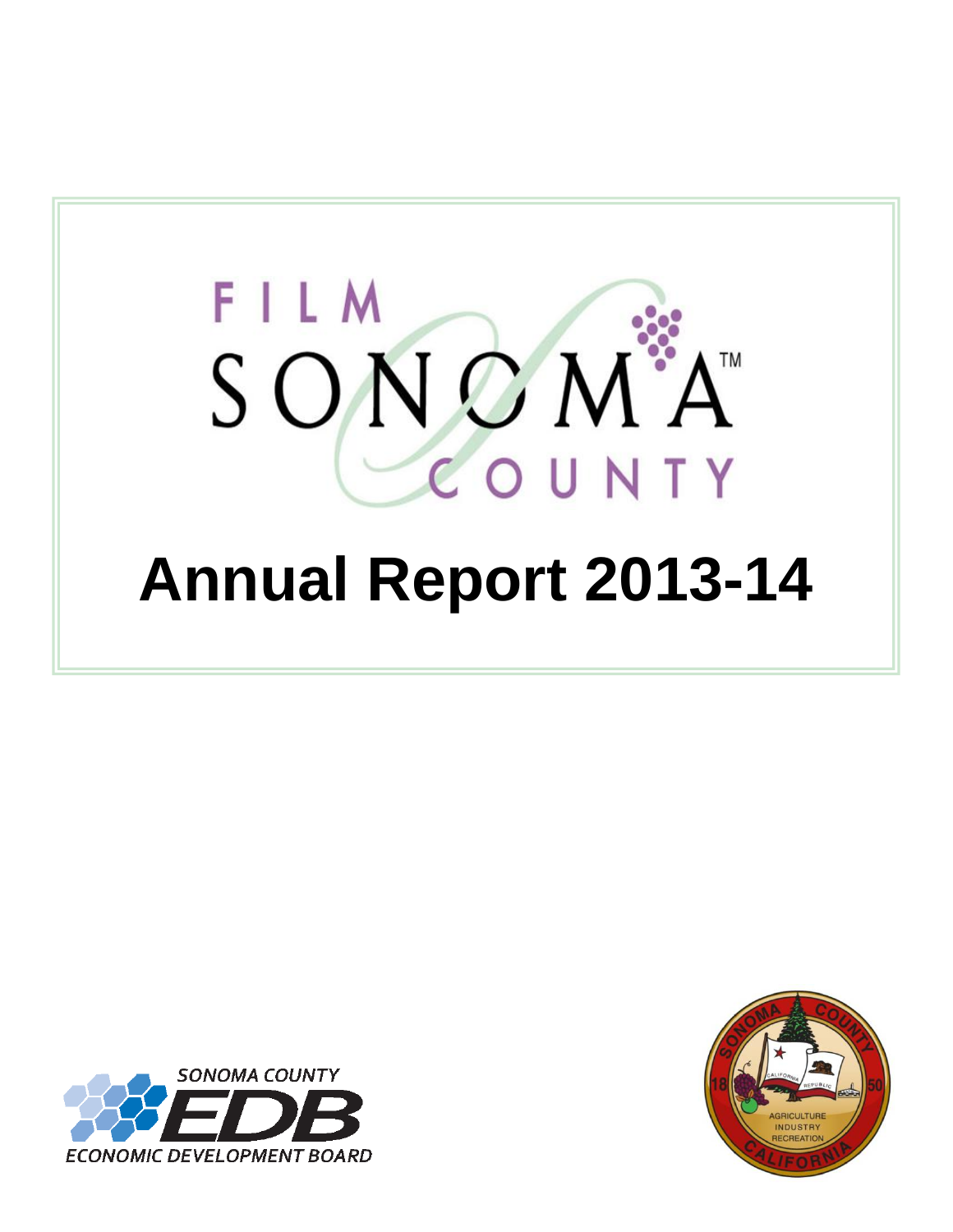FILM SONOMA COUNTY™

# Annual Report 2013-14

SONOMA COUNTY EDB ECONOMIC DEVELOPMENT BOARD

SONOMA COUNTY 1850 CALIFORNIA AGRICULTURE INDUSTRY RECREATION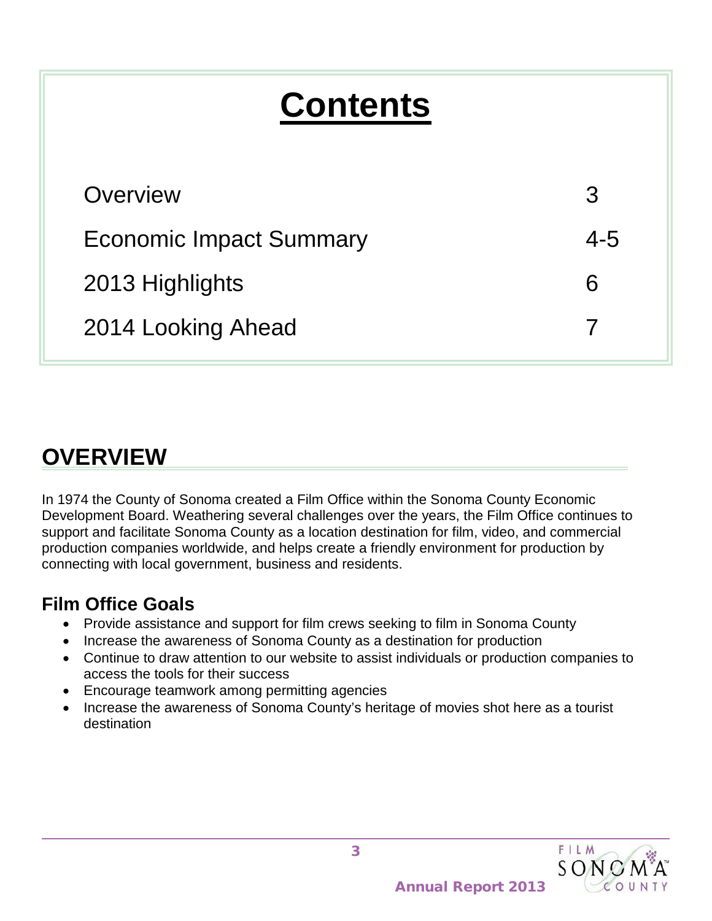# Contents

| | |
|---|---|
| Overview | 3 |
| Economic Impact Summary | 4-5 |
| 2013 Highlights | 6 |
| 2014 Looking Ahead | 7 |

## OVERVIEW

In 1974 the County of Sonoma created a Film Office within the Sonoma County Economic Development Board. Weathering several challenges over the years, the Film Office continues to support and facilitate Sonoma County as a location destination for film, video, and commercial production companies worldwide, and helps create a friendly environment for production by connecting with local government, business and residents.

### Film Office Goals

- Provide assistance and support for film crews seeking to film in Sonoma County
- Increase the awareness of Sonoma County as a destination for production
- Continue to draw attention to our website to assist individuals or production companies to access the tools for their success
- Encourage teamwork among permitting agencies
- Increase the awareness of Sonoma County's heritage of movies shot here as a tourist destination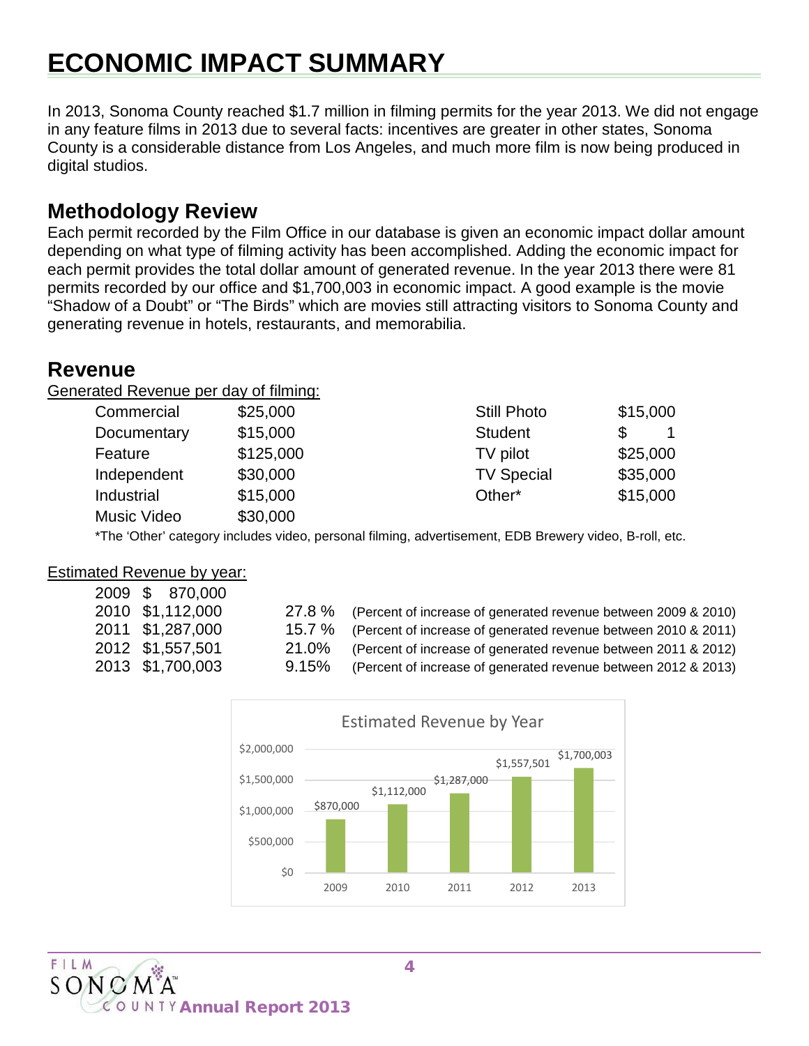# ECONOMIC IMPACT SUMMARY

In 2013, Sonoma County reached $1.7 million in filming permits for the year 2013. We did not engage in any feature films in 2013 due to several facts: incentives are greater in other states, Sonoma County is a considerable distance from Los Angeles, and much more film is now being produced in digital studios.

## Methodology Review

Each permit recorded by the Film Office in our database is given an economic impact dollar amount depending on what type of filming activity has been accomplished. Adding the economic impact for each permit provides the total dollar amount of generated revenue. In the year 2013 there were 81 permits recorded by our office and $1,700,003 in economic impact. A good example is the movie "Shadow of a Doubt" or "The Birds" which are movies still attracting visitors to Sonoma County and generating revenue in hotels, restaurants, and memorabilia.

## Revenue

Generated Revenue per day of filming:

| | | | |
|---|---|---|---|
| Commercial | $25,000 | Still Photo | $15,000 |
| Documentary | $15,000 | Student | $ 1 |
| Feature | $125,000 | TV pilot | $25,000 |
| Independent | $30,000 | TV Special | $35,000 |
| Industrial | $15,000 | Other* | $15,000 |
| Music Video | $30,000 | | |

*The 'Other' category includes video, personal filming, advertisement, EDB Brewery video, B-roll, etc.

Estimated Revenue by year:

| | | | |
|---|---|---|---|
| 2009 | $ 870,000 | | |
| 2010 | $1,112,000 | 27.8 % | (Percent of increase of generated revenue between 2009 & 2010) |
| 2011 | $1,287,000 | 15.7 % | (Percent of increase of generated revenue between 2010 & 2011) |
| 2012 | $1,557,501 | 21.0% | (Percent of increase of generated revenue between 2011 & 2012) |
| 2013 | $1,700,003 | 9.15% | (Percent of increase of generated revenue between 2012 & 2013) |

Estimated Revenue by Year

$2,000,000
$1,500,000
$1,000,000
$500,000
$0

$870,000
$1,112,000
$1,287,000
$1,557,501
$1,700,003

2009 2010 2011 2012 2013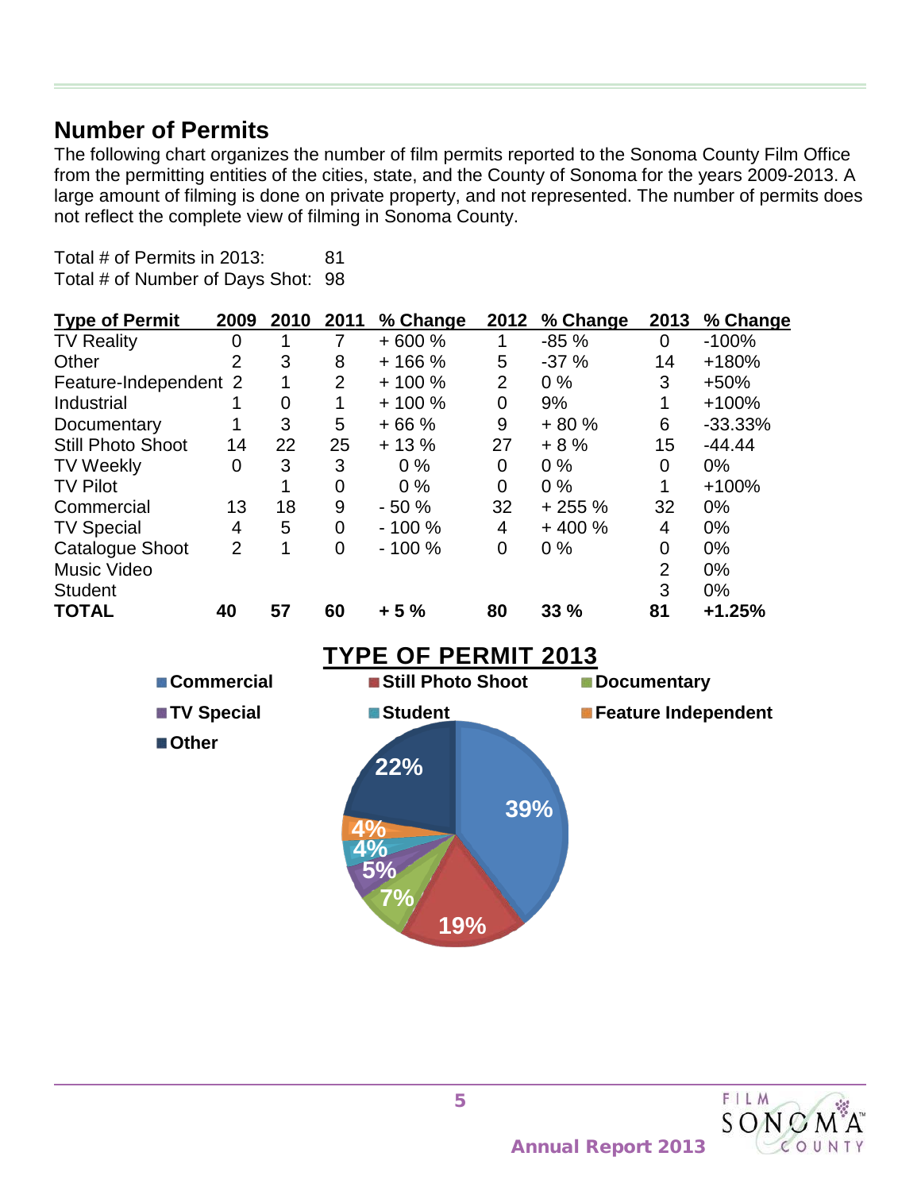## Number of Permits

The following chart organizes the number of film permits reported to the Sonoma County Film Office from the permitting entities of the cities, state, and the County of Sonoma for the years 2009-2013. A large amount of filming is done on private property, and not represented. The number of permits does not reflect the complete view of filming in Sonoma County.

Total # of Permits in 2013: 81
Total # of Number of Days Shot: 98

| Type of Permit | 2009 | 2010 | 2011 | % Change | 2012 | % Change | 2013 | % Change |
|---|---|---|---|---|---|---|---|---|
| TV Reality | 0 | 1 | 7 | + 600 % | 1 | -85 % | 0 | -100% |
| Other | 2 | 3 | 8 | + 166 % | 5 | -37 % | 14 | +180% |
| Feature-Independent | 2 | 1 | 2 | + 100 % | 2 | 0 % | 3 | +50% |
| Industrial | 1 | 0 | 1 | + 100 % | 0 | 9% | 1 | +100% |
| Documentary | 1 | 3 | 5 | + 66 % | 9 | + 80 % | 6 | -33.33% |
| Still Photo Shoot | 14 | 22 | 25 | + 13 % | 27 | + 8 % | 15 | -44.44 |
| TV Weekly | 0 | 3 | 3 | 0 % | 0 | 0 % | 0 | 0% |
| TV Pilot | | 1 | 0 | 0 % | 0 | 0 % | 1 | +100% |
| Commercial | 13 | 18 | 9 | - 50 % | 32 | + 255 % | 32 | 0% |
| TV Special | 4 | 5 | 0 | - 100 % | 4 | + 400 % | 4 | 0% |
| Catalogue Shoot | 2 | 1 | 0 | - 100 % | 0 | 0 % | 0 | 0% |
| Music Video | | | | | | | 2 | 0% |
| Student | | | | | | | 3 | 0% |
| **TOTAL** | **40** | **57** | **60** | **+ 5 %** | **80** | **33 %** | **81** | **+1.25%** |

**TYPE OF PERMIT 2013**

Commercial
Still Photo Shoot
Documentary
TV Special
Student
Feature Independent
Other

22%
39%
4%
4%
5%
7%
19%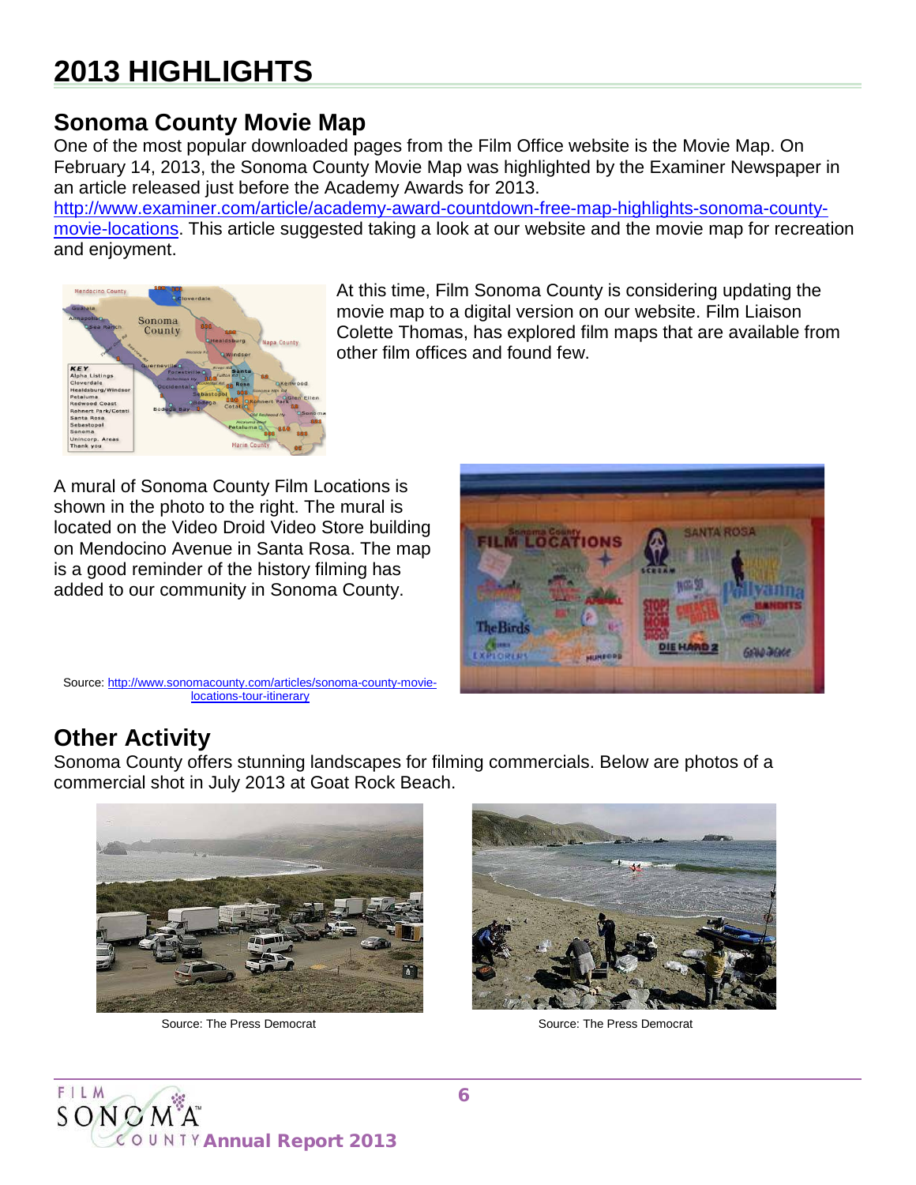# 2013 HIGHLIGHTS

## Sonoma County Movie Map

One of the most popular downloaded pages from the Film Office website is the Movie Map. On February 14, 2013, the Sonoma County Movie Map was highlighted by the Examiner Newspaper in an article released just before the Academy Awards for 2013. http://www.examiner.com/article/academy-award-countdown-free-map-highlights-sonoma-county-movie-locations. This article suggested taking a look at our website and the movie map for recreation and enjoyment.

At this time, Film Sonoma County is considering updating the movie map to a digital version on our website. Film Liaison Colette Thomas, has explored film maps that are available from other film offices and found few.

A mural of Sonoma County Film Locations is shown in the photo to the right. The mural is located on the Video Droid Video Store building on Mendocino Avenue in Santa Rosa. The map is a good reminder of the history filming has added to our community in Sonoma County.

Source: http://www.sonomacounty.com/articles/sonoma-county-movie-locations-tour-itinerary

## Other Activity

Sonoma County offers stunning landscapes for filming commercials. Below are photos of a commercial shot in July 2013 at Goat Rock Beach.

Source: The Press Democrat

Source: The Press Democrat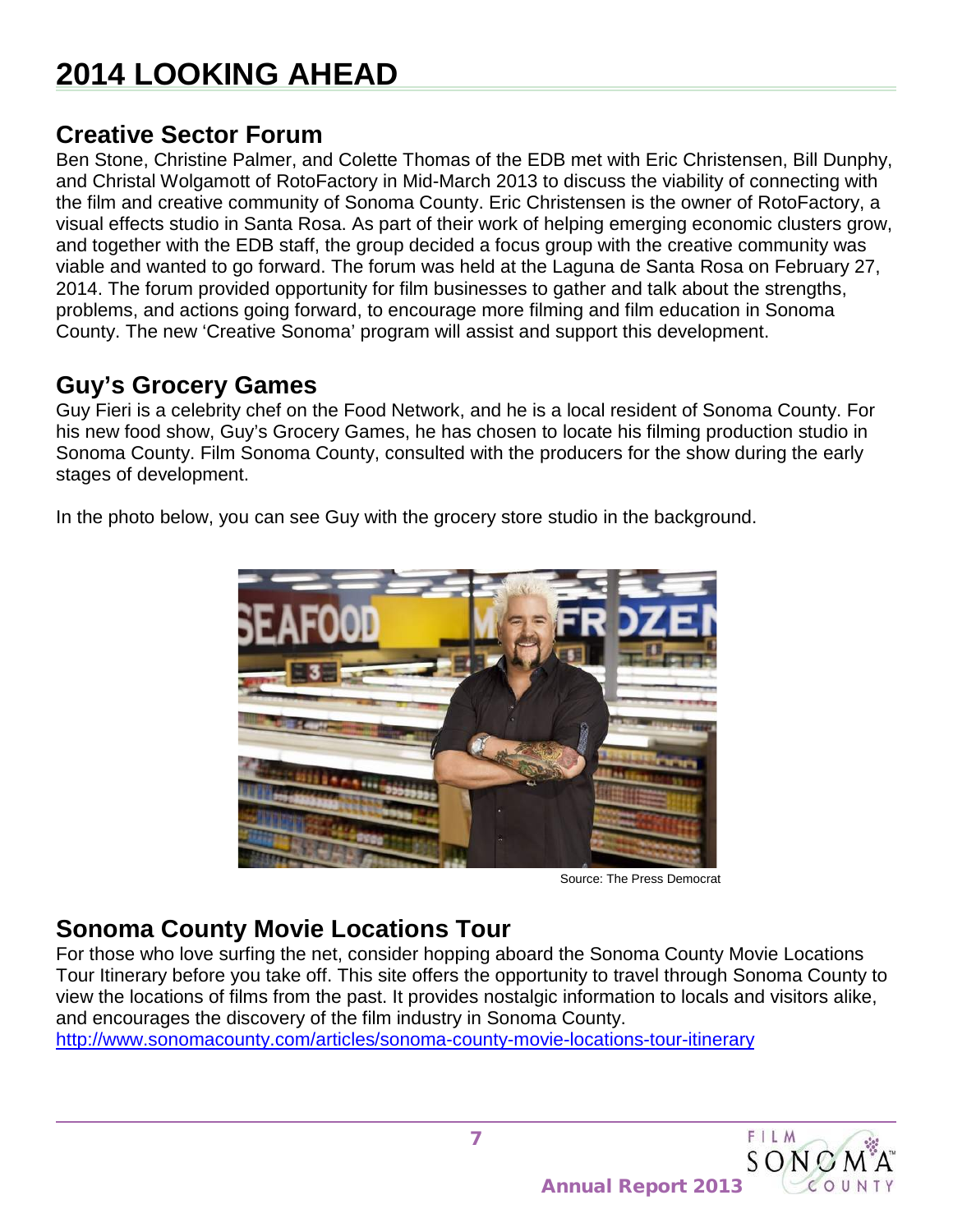# 2014 LOOKING AHEAD

## Creative Sector Forum

Ben Stone, Christine Palmer, and Colette Thomas of the EDB met with Eric Christensen, Bill Dunphy, and Christal Wolgamott of RotoFactory in Mid-March 2013 to discuss the viability of connecting with the film and creative community of Sonoma County. Eric Christensen is the owner of RotoFactory, a visual effects studio in Santa Rosa. As part of their work of helping emerging economic clusters grow, and together with the EDB staff, the group decided a focus group with the creative community was viable and wanted to go forward. The forum was held at the Laguna de Santa Rosa on February 27, 2014. The forum provided opportunity for film businesses to gather and talk about the strengths, problems, and actions going forward, to encourage more filming and film education in Sonoma County. The new 'Creative Sonoma' program will assist and support this development.

## Guy's Grocery Games

Guy Fieri is a celebrity chef on the Food Network, and he is a local resident of Sonoma County. For his new food show, Guy's Grocery Games, he has chosen to locate his filming production studio in Sonoma County. Film Sonoma County, consulted with the producers for the show during the early stages of development.

In the photo below, you can see Guy with the grocery store studio in the background.

Source: The Press Democrat

## Sonoma County Movie Locations Tour

For those who love surfing the net, consider hopping aboard the Sonoma County Movie Locations Tour Itinerary before you take off. This site offers the opportunity to travel through Sonoma County to view the locations of films from the past. It provides nostalgic information to locals and visitors alike, and encourages the discovery of the film industry in Sonoma County.
http://www.sonomacounty.com/articles/sonoma-county-movie-locations-tour-itinerary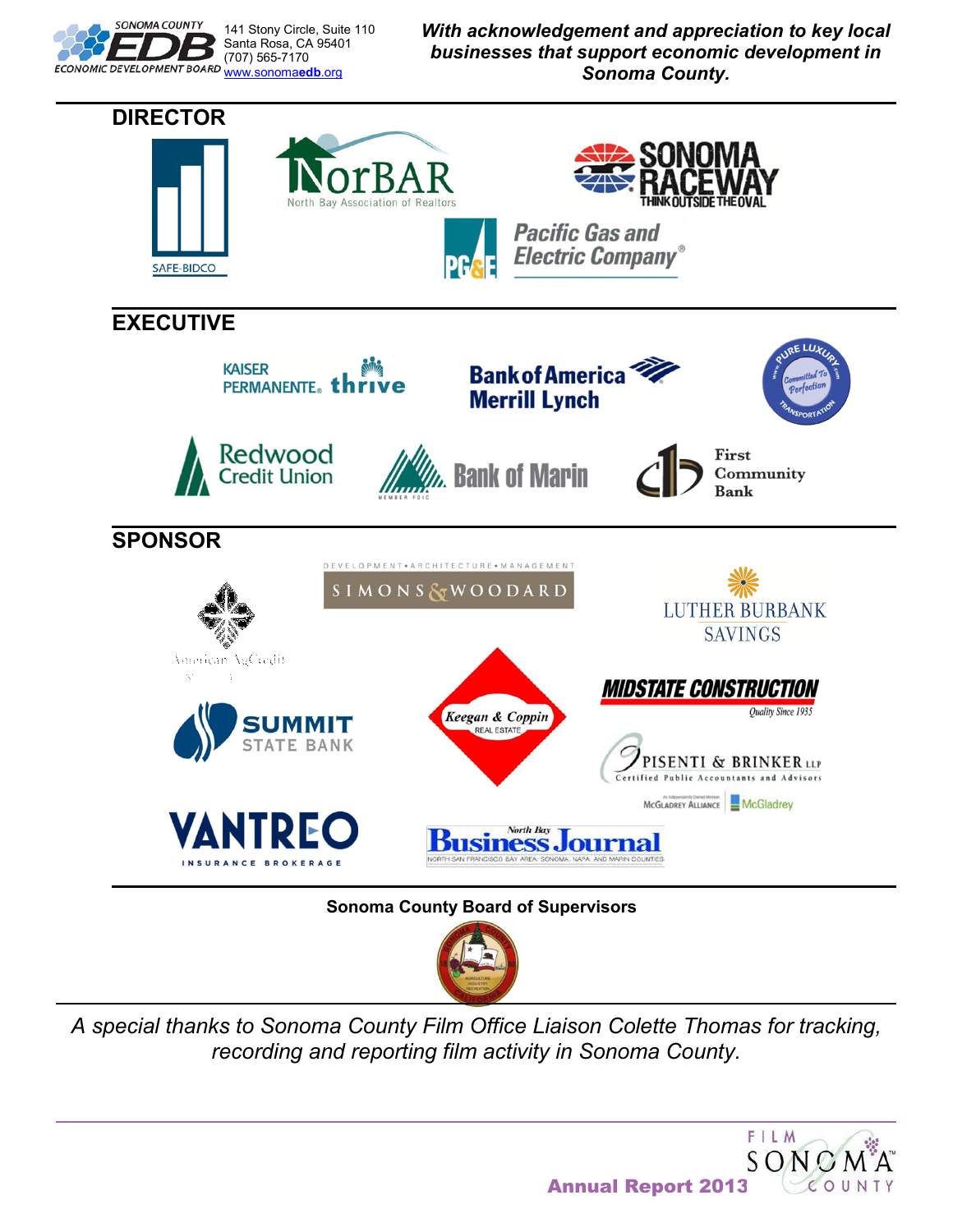SONOMA COUNTY EDB ECONOMIC DEVELOPMENT BOARD

141 Stony Circle, Suite 110
Santa Rosa, CA 95401
(707) 565-7170
www.sonomaedb.org

***With acknowledgement and appreciation to key local businesses that support economic development in Sonoma County.***

## DIRECTOR

SAFE-BIDCO

NorBAR North Bay Association of Realtors

SONOMA RACEWAY THINK OUTSIDE THE OVAL

PG&E Pacific Gas and Electric Company®

## EXECUTIVE

KAISER PERMANENTE. thrive

Bank of America Merrill Lynch

Pure Luxury Transportation Committed To Perfection

Redwood Credit Union

Bank of Marin MEMBER FDIC

First Community Bank

## SPONSOR

American AgCredit

DEVELOPMENT • ARCHITECTURE • MANAGEMENT SIMONS & WOODARD

LUTHER BURBANK SAVINGS

MIDSTATE CONSTRUCTION Quality Since 1935

SUMMIT STATE BANK

Keegan & Coppin REAL ESTATE

PISENTI & BRINKER LLP Certified Public Accountants and Advisors

McGladrey Alliance McGladrey

VANTREO INSURANCE BROKERAGE

North Bay Business Journal NORTH SAN FRANCISCO BAY AREA: SONOMA, NAPA AND MARIN COUNTIES

**Sonoma County Board of Supervisors**

*A special thanks to Sonoma County Film Office Liaison Colette Thomas for tracking, recording and reporting film activity in Sonoma County.*

**Annual Report 2013**

FILM SONOMA COUNTY